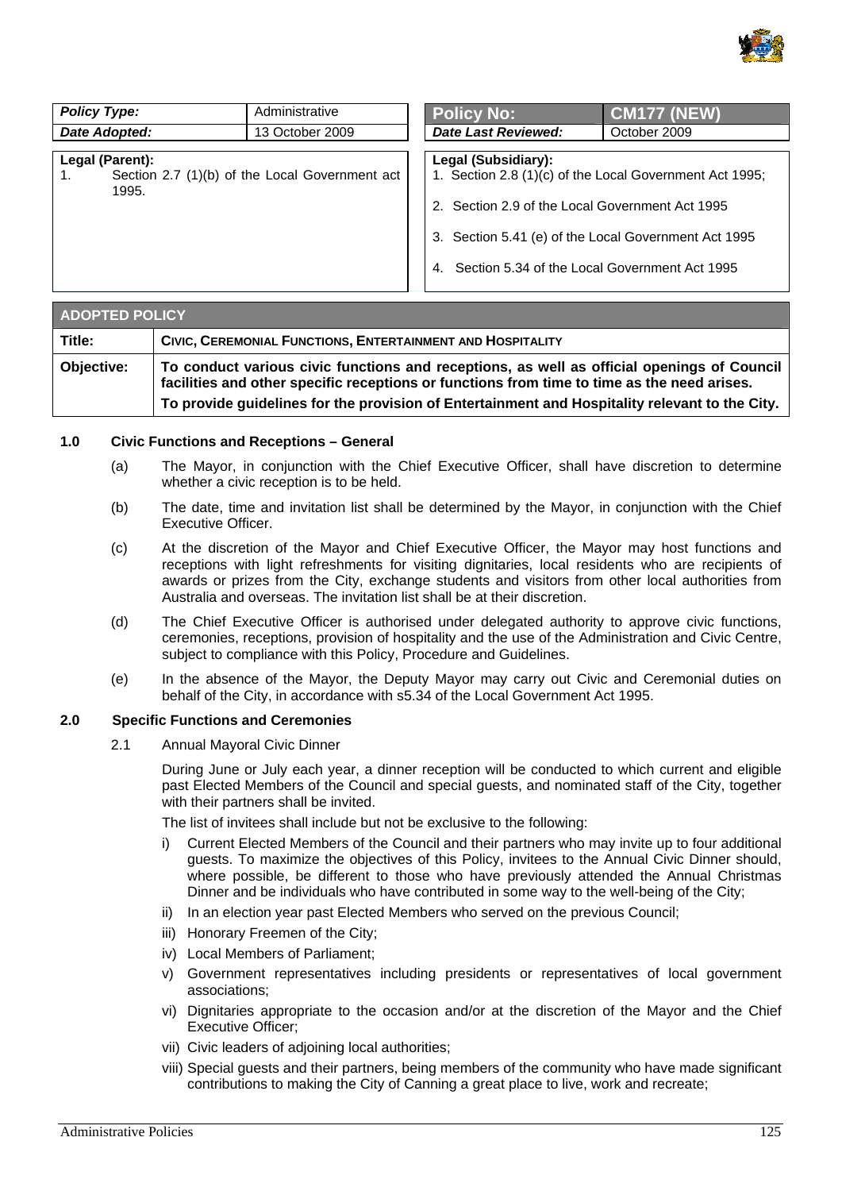| Policy Type: | Administrative |
| --- | --- |
| Date Adopted: | 13 October 2009 |

| Policy No: | CM177 (NEW) |
| --- | --- |
| Date Last Reviewed: | October 2009 |

**Legal (Parent):**
1. Section 2.7 (1)(b) of the Local Government act 1995.

**Legal (Subsidiary):**
1. Section 2.8 (1)(c) of the Local Government Act 1995;
2. Section 2.9 of the Local Government Act 1995
3. Section 5.41 (e) of the Local Government Act 1995
4. Section 5.34 of the Local Government Act 1995

| ADOPTED POLICY | |
| --- | --- |
| Title: | CIVIC, CEREMONIAL FUNCTIONS, ENTERTAINMENT AND HOSPITALITY |
| Objective: | **To conduct various civic functions and receptions, as well as official openings of Council facilities and other specific receptions or functions from time to time as the need arises.** **To provide guidelines for the provision of Entertainment and Hospitality relevant to the City.** |

### 1.0 Civic Functions and Receptions – General

(a) The Mayor, in conjunction with the Chief Executive Officer, shall have discretion to determine whether a civic reception is to be held.

(b) The date, time and invitation list shall be determined by the Mayor, in conjunction with the Chief Executive Officer.

(c) At the discretion of the Mayor and Chief Executive Officer, the Mayor may host functions and receptions with light refreshments for visiting dignitaries, local residents who are recipients of awards or prizes from the City, exchange students and visitors from other local authorities from Australia and overseas. The invitation list shall be at their discretion.

(d) The Chief Executive Officer is authorised under delegated authority to approve civic functions, ceremonies, receptions, provision of hospitality and the use of the Administration and Civic Centre, subject to compliance with this Policy, Procedure and Guidelines.

(e) In the absence of the Mayor, the Deputy Mayor may carry out Civic and Ceremonial duties on behalf of the City, in accordance with s5.34 of the Local Government Act 1995.

### 2.0 Specific Functions and Ceremonies

2.1 Annual Mayoral Civic Dinner

During June or July each year, a dinner reception will be conducted to which current and eligible past Elected Members of the Council and special guests, and nominated staff of the City, together with their partners shall be invited.

The list of invitees shall include but not be exclusive to the following:

i) Current Elected Members of the Council and their partners who may invite up to four additional guests. To maximize the objectives of this Policy, invitees to the Annual Civic Dinner should, where possible, be different to those who have previously attended the Annual Christmas Dinner and be individuals who have contributed in some way to the well-being of the City;
ii) In an election year past Elected Members who served on the previous Council;
iii) Honorary Freemen of the City;
iv) Local Members of Parliament;
v) Government representatives including presidents or representatives of local government associations;
vi) Dignitaries appropriate to the occasion and/or at the discretion of the Mayor and the Chief Executive Officer;
vii) Civic leaders of adjoining local authorities;
viii) Special guests and their partners, being members of the community who have made significant contributions to making the City of Canning a great place to live, work and recreate;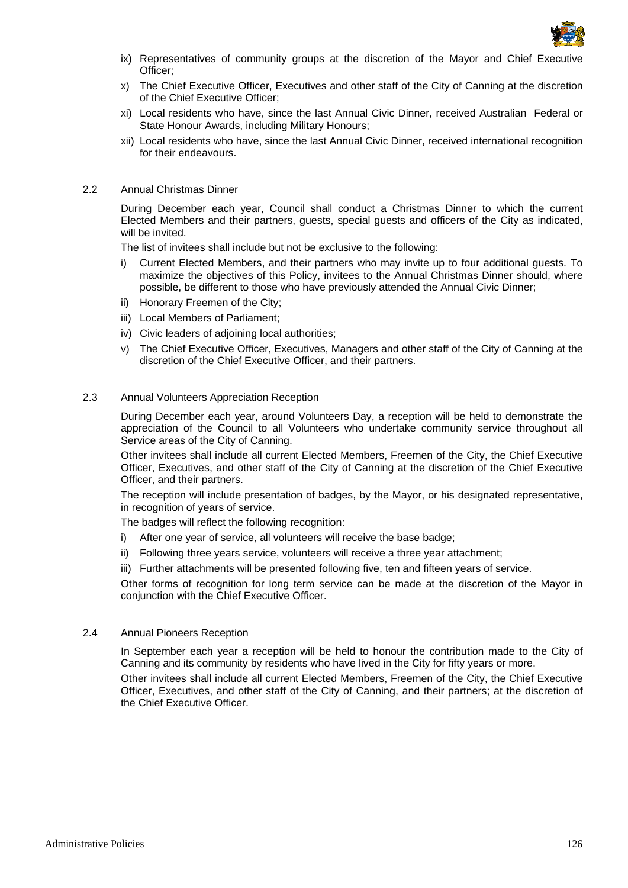ix) Representatives of community groups at the discretion of the Mayor and Chief Executive Officer;

x) The Chief Executive Officer, Executives and other staff of the City of Canning at the discretion of the Chief Executive Officer;

xi) Local residents who have, since the last Annual Civic Dinner, received Australian Federal or State Honour Awards, including Military Honours;

xii) Local residents who have, since the last Annual Civic Dinner, received international recognition for their endeavours.

### 2.2 Annual Christmas Dinner

During December each year, Council shall conduct a Christmas Dinner to which the current Elected Members and their partners, guests, special guests and officers of the City as indicated, will be invited.

The list of invitees shall include but not be exclusive to the following:

i) Current Elected Members, and their partners who may invite up to four additional guests. To maximize the objectives of this Policy, invitees to the Annual Christmas Dinner should, where possible, be different to those who have previously attended the Annual Civic Dinner;

ii) Honorary Freemen of the City;

iii) Local Members of Parliament;

iv) Civic leaders of adjoining local authorities;

v) The Chief Executive Officer, Executives, Managers and other staff of the City of Canning at the discretion of the Chief Executive Officer, and their partners.

### 2.3 Annual Volunteers Appreciation Reception

During December each year, around Volunteers Day, a reception will be held to demonstrate the appreciation of the Council to all Volunteers who undertake community service throughout all Service areas of the City of Canning.

Other invitees shall include all current Elected Members, Freemen of the City, the Chief Executive Officer, Executives, and other staff of the City of Canning at the discretion of the Chief Executive Officer, and their partners.

The reception will include presentation of badges, by the Mayor, or his designated representative, in recognition of years of service.

The badges will reflect the following recognition:

i) After one year of service, all volunteers will receive the base badge;

ii) Following three years service, volunteers will receive a three year attachment;

iii) Further attachments will be presented following five, ten and fifteen years of service.

Other forms of recognition for long term service can be made at the discretion of the Mayor in conjunction with the Chief Executive Officer.

### 2.4 Annual Pioneers Reception

In September each year a reception will be held to honour the contribution made to the City of Canning and its community by residents who have lived in the City for fifty years or more.

Other invitees shall include all current Elected Members, Freemen of the City, the Chief Executive Officer, Executives, and other staff of the City of Canning, and their partners; at the discretion of the Chief Executive Officer.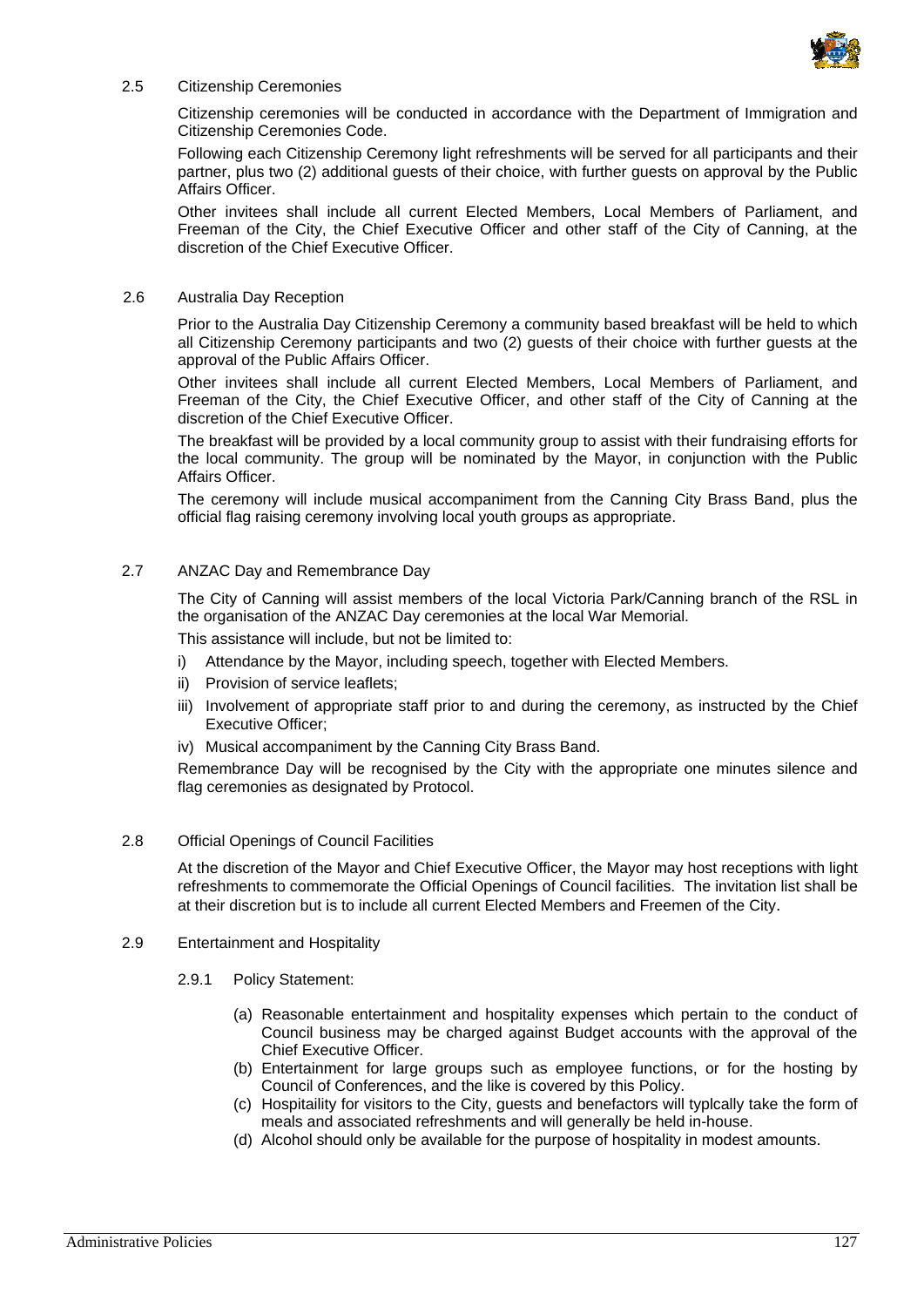### 2.5 Citizenship Ceremonies

Citizenship ceremonies will be conducted in accordance with the Department of Immigration and Citizenship Ceremonies Code.

Following each Citizenship Ceremony light refreshments will be served for all participants and their partner, plus two (2) additional guests of their choice, with further guests on approval by the Public Affairs Officer.

Other invitees shall include all current Elected Members, Local Members of Parliament, and Freeman of the City, the Chief Executive Officer and other staff of the City of Canning, at the discretion of the Chief Executive Officer.

### 2.6 Australia Day Reception

Prior to the Australia Day Citizenship Ceremony a community based breakfast will be held to which all Citizenship Ceremony participants and two (2) guests of their choice with further guests at the approval of the Public Affairs Officer.

Other invitees shall include all current Elected Members, Local Members of Parliament, and Freeman of the City, the Chief Executive Officer, and other staff of the City of Canning at the discretion of the Chief Executive Officer.

The breakfast will be provided by a local community group to assist with their fundraising efforts for the local community. The group will be nominated by the Mayor, in conjunction with the Public Affairs Officer.

The ceremony will include musical accompaniment from the Canning City Brass Band, plus the official flag raising ceremony involving local youth groups as appropriate.

### 2.7 ANZAC Day and Remembrance Day

The City of Canning will assist members of the local Victoria Park/Canning branch of the RSL in the organisation of the ANZAC Day ceremonies at the local War Memorial.

This assistance will include, but not be limited to:

- i) Attendance by the Mayor, including speech, together with Elected Members.
- ii) Provision of service leaflets;
- iii) Involvement of appropriate staff prior to and during the ceremony, as instructed by the Chief Executive Officer;
- iv) Musical accompaniment by the Canning City Brass Band.

Remembrance Day will be recognised by the City with the appropriate one minutes silence and flag ceremonies as designated by Protocol.

### 2.8 Official Openings of Council Facilities

At the discretion of the Mayor and Chief Executive Officer, the Mayor may host receptions with light refreshments to commemorate the Official Openings of Council facilities. The invitation list shall be at their discretion but is to include all current Elected Members and Freemen of the City.

### 2.9 Entertainment and Hospitality

#### 2.9.1 Policy Statement:

- (a) Reasonable entertainment and hospitality expenses which pertain to the conduct of Council business may be charged against Budget accounts with the approval of the Chief Executive Officer.
- (b) Entertainment for large groups such as employee functions, or for the hosting by Council of Conferences, and the like is covered by this Policy.
- (c) Hospitaility for visitors to the City, guests and benefactors will typlcally take the form of meals and associated refreshments and will generally be held in-house.
- (d) Alcohol should only be available for the purpose of hospitality in modest amounts.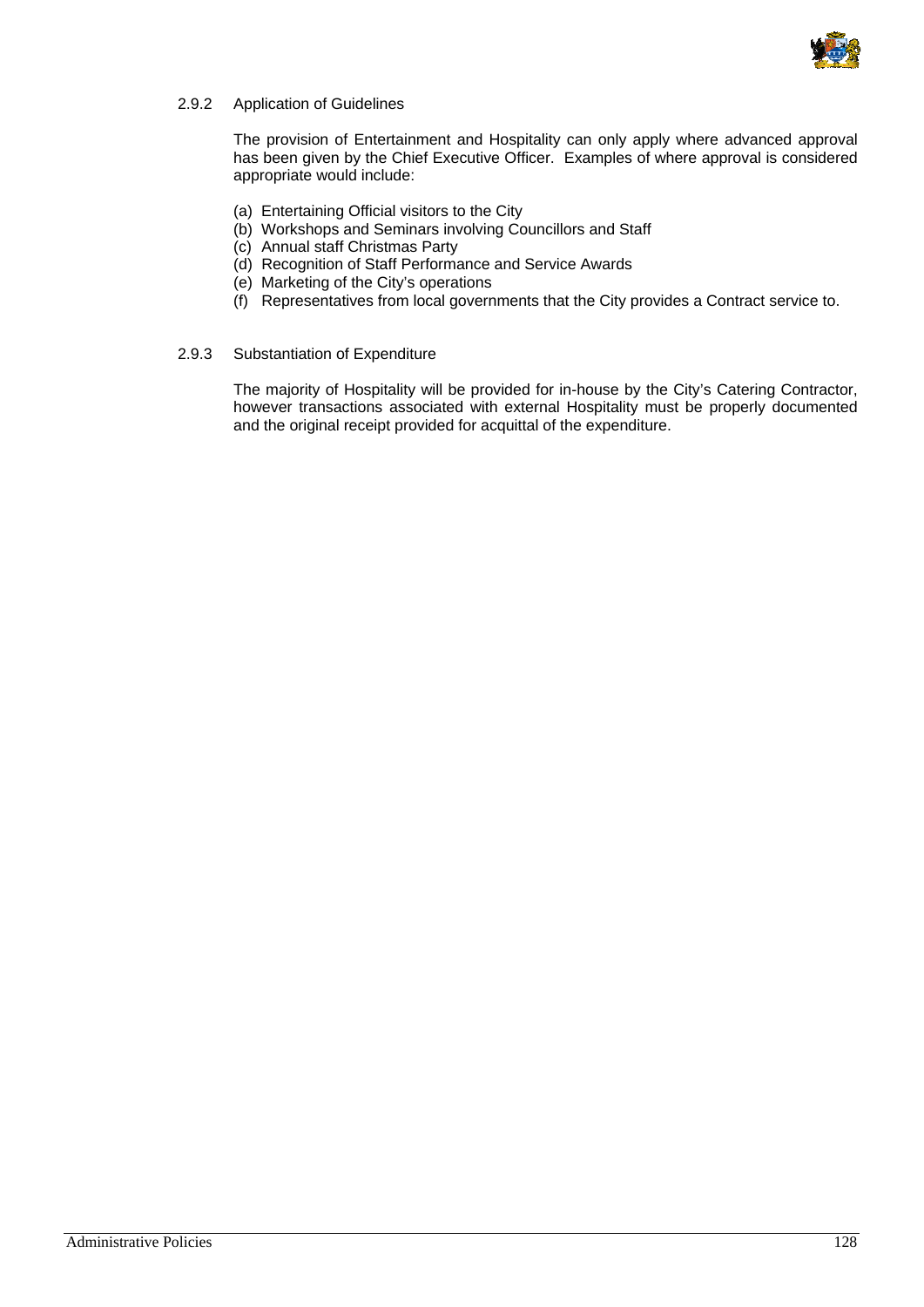### 2.9.2 Application of Guidelines

The provision of Entertainment and Hospitality can only apply where advanced approval has been given by the Chief Executive Officer. Examples of where approval is considered appropriate would include:

(a) Entertaining Official visitors to the City
(b) Workshops and Seminars involving Councillors and Staff
(c) Annual staff Christmas Party
(d) Recognition of Staff Performance and Service Awards
(e) Marketing of the City's operations
(f) Representatives from local governments that the City provides a Contract service to.

### 2.9.3 Substantiation of Expenditure

The majority of Hospitality will be provided for in-house by the City's Catering Contractor, however transactions associated with external Hospitality must be properly documented and the original receipt provided for acquittal of the expenditure.